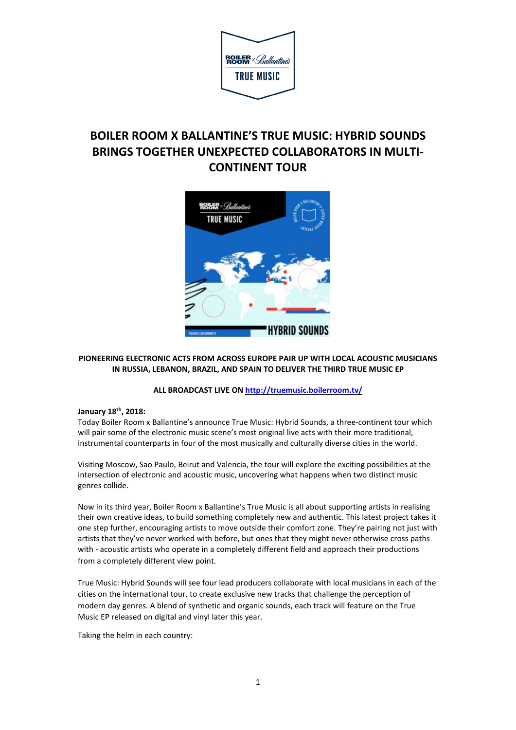# BOILER ROOM X BALLANTINE'S TRUE MUSIC: HYBRID SOUNDS BRINGS TOGETHER UNEXPECTED COLLABORATORS IN MULTI-CONTINENT TOUR

**PIONEERING ELECTRONIC ACTS FROM ACROSS EUROPE PAIR UP WITH LOCAL ACOUSTIC MUSICIANS IN RUSSIA, LEBANON, BRAZIL, AND SPAIN TO DELIVER THE THIRD TRUE MUSIC EP**

**ALL BROADCAST LIVE ON [http://truemusic.boilerroom.tv/](http://truemusic.boilerroom.tv/)**

**January 18th, 2018:**
Today Boiler Room x Ballantine's announce True Music: Hybrid Sounds, a three-continent tour which will pair some of the electronic music scene's most original live acts with their more traditional, instrumental counterparts in four of the most musically and culturally diverse cities in the world.

Visiting Moscow, Sao Paulo, Beirut and Valencia, the tour will explore the exciting possibilities at the intersection of electronic and acoustic music, uncovering what happens when two distinct music genres collide.

Now in its third year, Boiler Room x Ballantine's True Music is all about supporting artists in realising their own creative ideas, to build something completely new and authentic. This latest project takes it one step further, encouraging artists to move outside their comfort zone. They're pairing not just with artists that they've never worked with before, but ones that they might never otherwise cross paths with - acoustic artists who operate in a completely different field and approach their productions from a completely different view point.

True Music: Hybrid Sounds will see four lead producers collaborate with local musicians in each of the cities on the international tour, to create exclusive new tracks that challenge the perception of modern day genres. A blend of synthetic and organic sounds, each track will feature on the True Music EP released on digital and vinyl later this year.

Taking the helm in each country: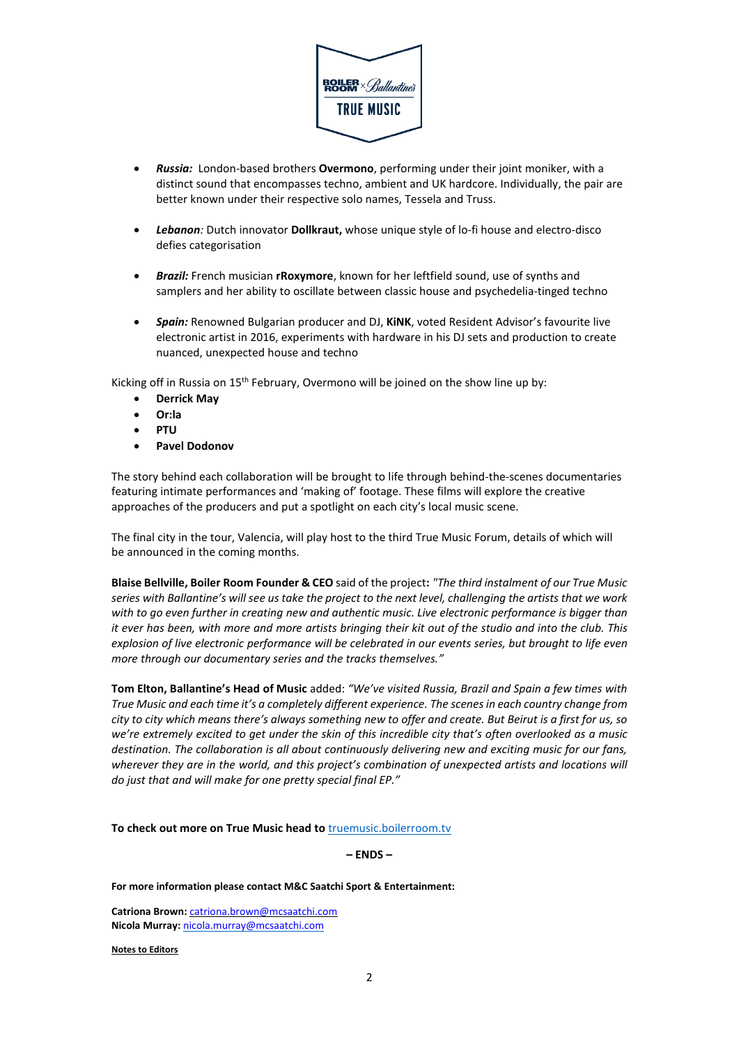- ***Russia:*** London-based brothers **Overmono**, performing under their joint moniker, with a distinct sound that encompasses techno, ambient and UK hardcore. Individually, the pair are better known under their respective solo names, Tessela and Truss.
- ***Lebanon**:* Dutch innovator **Dollkraut,** whose unique style of lo-fi house and electro-disco defies categorisation
- ***Brazil:*** French musician **rRoxymore**, known for her leftfield sound, use of synths and samplers and her ability to oscillate between classic house and psychedelia-tinged techno
- ***Spain:*** Renowned Bulgarian producer and DJ, **KiNK**, voted Resident Advisor's favourite live electronic artist in 2016, experiments with hardware in his DJ sets and production to create nuanced, unexpected house and techno

Kicking off in Russia on 15th February, Overmono will be joined on the show line up by:

- **Derrick May**
- **Or:la**
- **PTU**
- **Pavel Dodonov**

The story behind each collaboration will be brought to life through behind-the-scenes documentaries featuring intimate performances and 'making of' footage. These films will explore the creative approaches of the producers and put a spotlight on each city's local music scene.

The final city in the tour, Valencia, will play host to the third True Music Forum, details of which will be announced in the coming months.

**Blaise Bellville, Boiler Room Founder & CEO** said of the project**:** *"The third instalment of our True Music series with Ballantine's will see us take the project to the next level, challenging the artists that we work with to go even further in creating new and authentic music. Live electronic performance is bigger than it ever has been, with more and more artists bringing their kit out of the studio and into the club. This explosion of live electronic performance will be celebrated in our events series, but brought to life even more through our documentary series and the tracks themselves."*

**Tom Elton, Ballantine's Head of Music** added: *"We've visited Russia, Brazil and Spain a few times with True Music and each time it's a completely different experience. The scenes in each country change from city to city which means there's always something new to offer and create. But Beirut is a first for us, so we're extremely excited to get under the skin of this incredible city that's often overlooked as a music destination. The collaboration is all about continuously delivering new and exciting music for our fans, wherever they are in the world, and this project's combination of unexpected artists and locations will do just that and will make for one pretty special final EP."*

**To check out more on True Music head to** truemusic.boilerroom.tv

**– ENDS –**

**For more information please contact M&C Saatchi Sport & Entertainment:**

**Catriona Brown:** catriona.brown@mcsaatchi.com
**Nicola Murray:** nicola.murray@mcsaatchi.com

**Notes to Editors**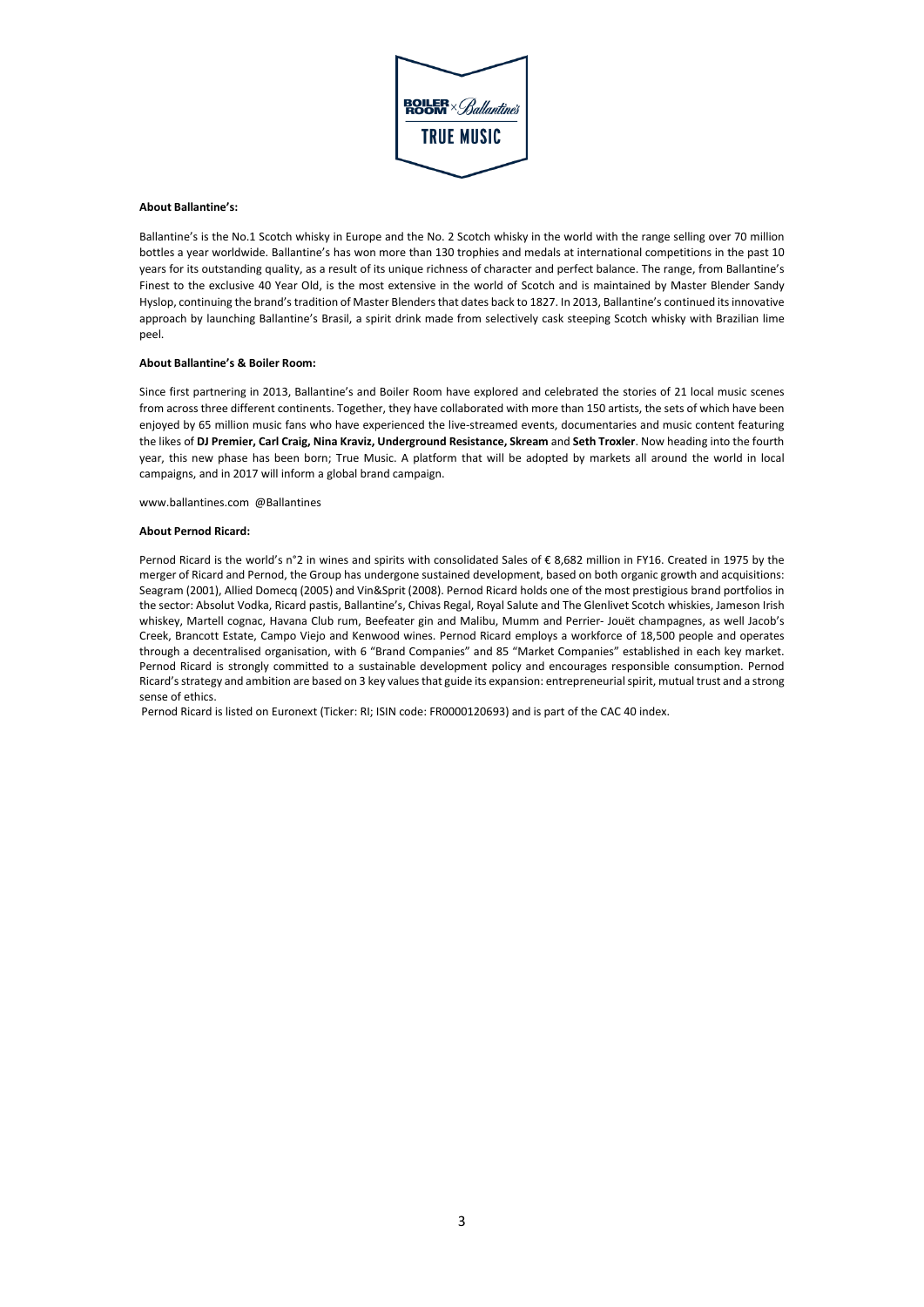**About Ballantine's:**

Ballantine's is the No.1 Scotch whisky in Europe and the No. 2 Scotch whisky in the world with the range selling over 70 million bottles a year worldwide. Ballantine's has won more than 130 trophies and medals at international competitions in the past 10 years for its outstanding quality, as a result of its unique richness of character and perfect balance. The range, from Ballantine's Finest to the exclusive 40 Year Old, is the most extensive in the world of Scotch and is maintained by Master Blender Sandy Hyslop, continuing the brand's tradition of Master Blenders that dates back to 1827. In 2013, Ballantine's continued its innovative approach by launching Ballantine's Brasil, a spirit drink made from selectively cask steeping Scotch whisky with Brazilian lime peel.

**About Ballantine's & Boiler Room:**

Since first partnering in 2013, Ballantine's and Boiler Room have explored and celebrated the stories of 21 local music scenes from across three different continents. Together, they have collaborated with more than 150 artists, the sets of which have been enjoyed by 65 million music fans who have experienced the live-streamed events, documentaries and music content featuring the likes of **DJ Premier, Carl Craig, Nina Kraviz, Underground Resistance, Skream** and **Seth Troxler**. Now heading into the fourth year, this new phase has been born; True Music. A platform that will be adopted by markets all around the world in local campaigns, and in 2017 will inform a global brand campaign.

www.ballantines.com @Ballantines

**About Pernod Ricard:**

Pernod Ricard is the world's n°2 in wines and spirits with consolidated Sales of € 8,682 million in FY16. Created in 1975 by the merger of Ricard and Pernod, the Group has undergone sustained development, based on both organic growth and acquisitions: Seagram (2001), Allied Domecq (2005) and Vin&Sprit (2008). Pernod Ricard holds one of the most prestigious brand portfolios in the sector: Absolut Vodka, Ricard pastis, Ballantine's, Chivas Regal, Royal Salute and The Glenlivet Scotch whiskies, Jameson Irish whiskey, Martell cognac, Havana Club rum, Beefeater gin and Malibu, Mumm and Perrier- Jouët champagnes, as well Jacob's Creek, Brancott Estate, Campo Viejo and Kenwood wines. Pernod Ricard employs a workforce of 18,500 people and operates through a decentralised organisation, with 6 "Brand Companies" and 85 "Market Companies" established in each key market. Pernod Ricard is strongly committed to a sustainable development policy and encourages responsible consumption. Pernod Ricard's strategy and ambition are based on 3 key values that guide its expansion: entrepreneurial spirit, mutual trust and a strong sense of ethics.

Pernod Ricard is listed on Euronext (Ticker: RI; ISIN code: FR0000120693) and is part of the CAC 40 index.